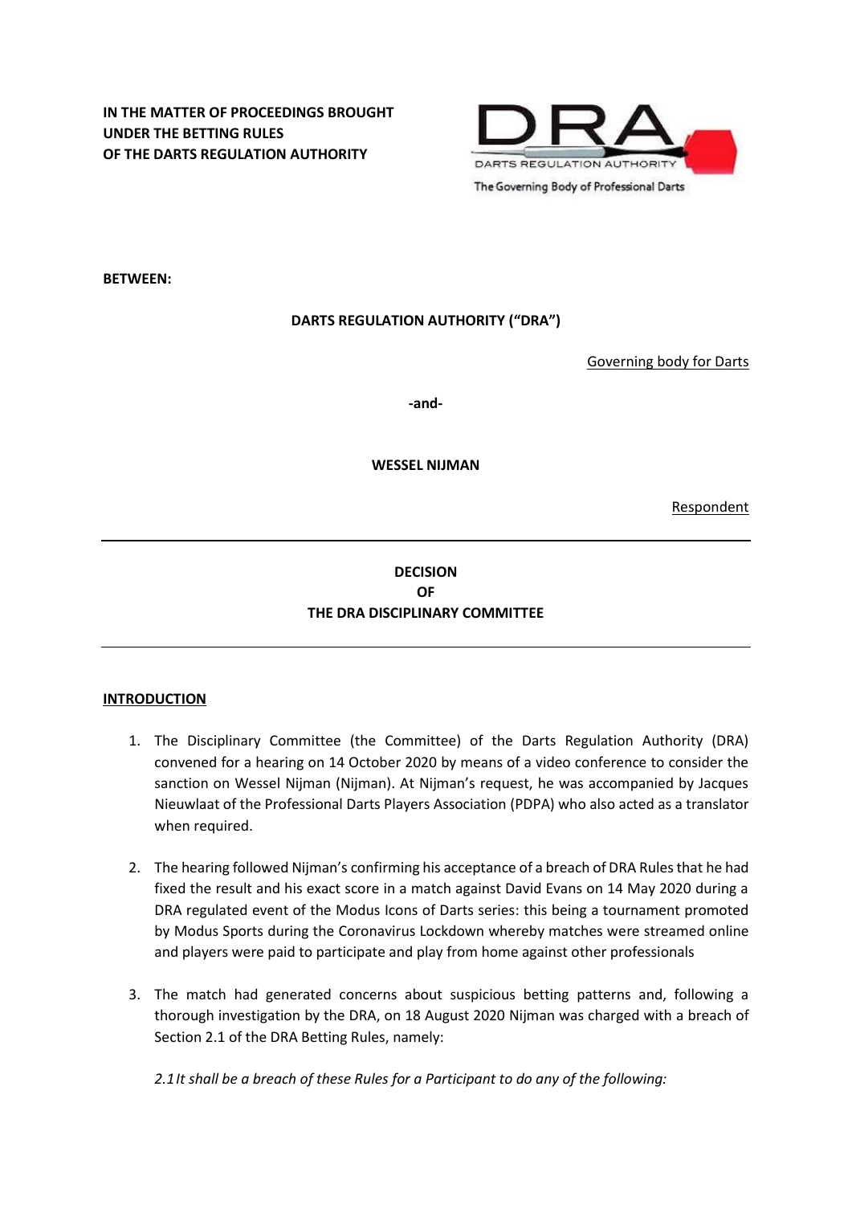**IN THE MATTER OF PROCEEDINGS BROUGHT UNDER THE BETTING RULES OF THE DARTS REGULATION AUTHORITY**

DARTS REGULATION AUTHORITY

The Governing Body of Professional Darts

**BETWEEN:**

**DARTS REGULATION AUTHORITY ("DRA")**

Governing body for Darts

**-and-**

**WESSEL NIJMAN**

Respondent

---

**DECISION**
**OF**
**THE DRA DISCIPLINARY COMMITTEE**

---

## INTRODUCTION

1. The Disciplinary Committee (the Committee) of the Darts Regulation Authority (DRA) convened for a hearing on 14 October 2020 by means of a video conference to consider the sanction on Wessel Nijman (Nijman). At Nijman's request, he was accompanied by Jacques Nieuwlaat of the Professional Darts Players Association (PDPA) who also acted as a translator when required.

2. The hearing followed Nijman's confirming his acceptance of a breach of DRA Rules that he had fixed the result and his exact score in a match against David Evans on 14 May 2020 during a DRA regulated event of the Modus Icons of Darts series: this being a tournament promoted by Modus Sports during the Coronavirus Lockdown whereby matches were streamed online and players were paid to participate and play from home against other professionals

3. The match had generated concerns about suspicious betting patterns and, following a thorough investigation by the DRA, on 18 August 2020 Nijman was charged with a breach of Section 2.1 of the DRA Betting Rules, namely:

   *2.1 It shall be a breach of these Rules for a Participant to do any of the following:*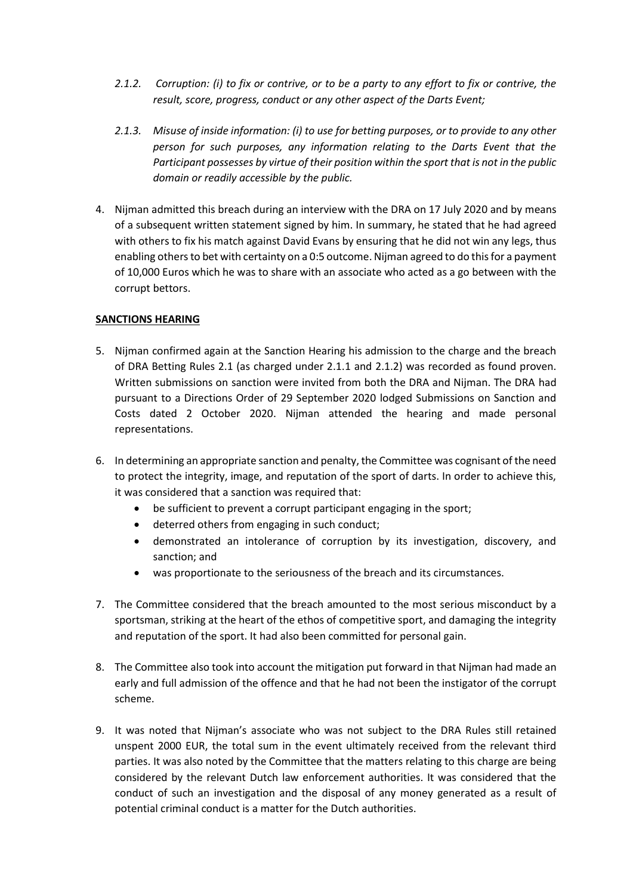*2.1.2. Corruption: (i) to fix or contrive, or to be a party to any effort to fix or contrive, the result, score, progress, conduct or any other aspect of the Darts Event;*

*2.1.3. Misuse of inside information: (i) to use for betting purposes, or to provide to any other person for such purposes, any information relating to the Darts Event that the Participant possesses by virtue of their position within the sport that is not in the public domain or readily accessible by the public.*

4. Nijman admitted this breach during an interview with the DRA on 17 July 2020 and by means of a subsequent written statement signed by him. In summary, he stated that he had agreed with others to fix his match against David Evans by ensuring that he did not win any legs, thus enabling others to bet with certainty on a 0:5 outcome. Nijman agreed to do this for a payment of 10,000 Euros which he was to share with an associate who acted as a go between with the corrupt bettors.

## SANCTIONS HEARING

5. Nijman confirmed again at the Sanction Hearing his admission to the charge and the breach of DRA Betting Rules 2.1 (as charged under 2.1.1 and 2.1.2) was recorded as found proven. Written submissions on sanction were invited from both the DRA and Nijman. The DRA had pursuant to a Directions Order of 29 September 2020 lodged Submissions on Sanction and Costs dated 2 October 2020. Nijman attended the hearing and made personal representations.

6. In determining an appropriate sanction and penalty, the Committee was cognisant of the need to protect the integrity, image, and reputation of the sport of darts. In order to achieve this, it was considered that a sanction was required that:
   - be sufficient to prevent a corrupt participant engaging in the sport;
   - deterred others from engaging in such conduct;
   - demonstrated an intolerance of corruption by its investigation, discovery, and sanction; and
   - was proportionate to the seriousness of the breach and its circumstances.

7. The Committee considered that the breach amounted to the most serious misconduct by a sportsman, striking at the heart of the ethos of competitive sport, and damaging the integrity and reputation of the sport. It had also been committed for personal gain.

8. The Committee also took into account the mitigation put forward in that Nijman had made an early and full admission of the offence and that he had not been the instigator of the corrupt scheme.

9. It was noted that Nijman's associate who was not subject to the DRA Rules still retained unspent 2000 EUR, the total sum in the event ultimately received from the relevant third parties. It was also noted by the Committee that the matters relating to this charge are being considered by the relevant Dutch law enforcement authorities. It was considered that the conduct of such an investigation and the disposal of any money generated as a result of potential criminal conduct is a matter for the Dutch authorities.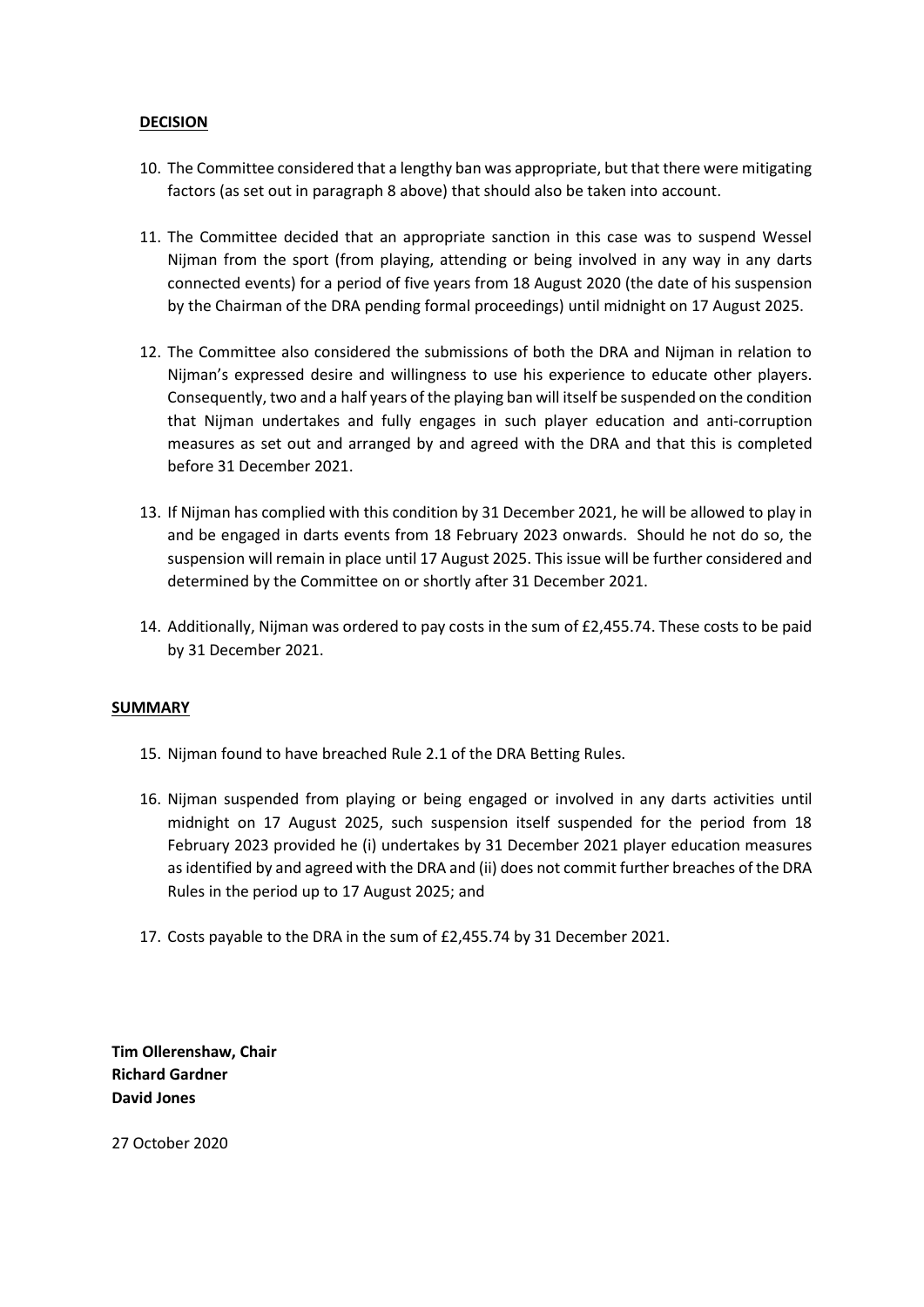**DECISION**

10. The Committee considered that a lengthy ban was appropriate, but that there were mitigating factors (as set out in paragraph 8 above) that should also be taken into account.

11. The Committee decided that an appropriate sanction in this case was to suspend Wessel Nijman from the sport (from playing, attending or being involved in any way in any darts connected events) for a period of five years from 18 August 2020 (the date of his suspension by the Chairman of the DRA pending formal proceedings) until midnight on 17 August 2025.

12. The Committee also considered the submissions of both the DRA and Nijman in relation to Nijman's expressed desire and willingness to use his experience to educate other players. Consequently, two and a half years of the playing ban will itself be suspended on the condition that Nijman undertakes and fully engages in such player education and anti-corruption measures as set out and arranged by and agreed with the DRA and that this is completed before 31 December 2021.

13. If Nijman has complied with this condition by 31 December 2021, he will be allowed to play in and be engaged in darts events from 18 February 2023 onwards. Should he not do so, the suspension will remain in place until 17 August 2025. This issue will be further considered and determined by the Committee on or shortly after 31 December 2021.

14. Additionally, Nijman was ordered to pay costs in the sum of £2,455.74. These costs to be paid by 31 December 2021.

**SUMMARY**

15. Nijman found to have breached Rule 2.1 of the DRA Betting Rules.

16. Nijman suspended from playing or being engaged or involved in any darts activities until midnight on 17 August 2025, such suspension itself suspended for the period from 18 February 2023 provided he (i) undertakes by 31 December 2021 player education measures as identified by and agreed with the DRA and (ii) does not commit further breaches of the DRA Rules in the period up to 17 August 2025; and

17. Costs payable to the DRA in the sum of £2,455.74 by 31 December 2021.

**Tim Ollerenshaw, Chair**
**Richard Gardner**
**David Jones**

27 October 2020